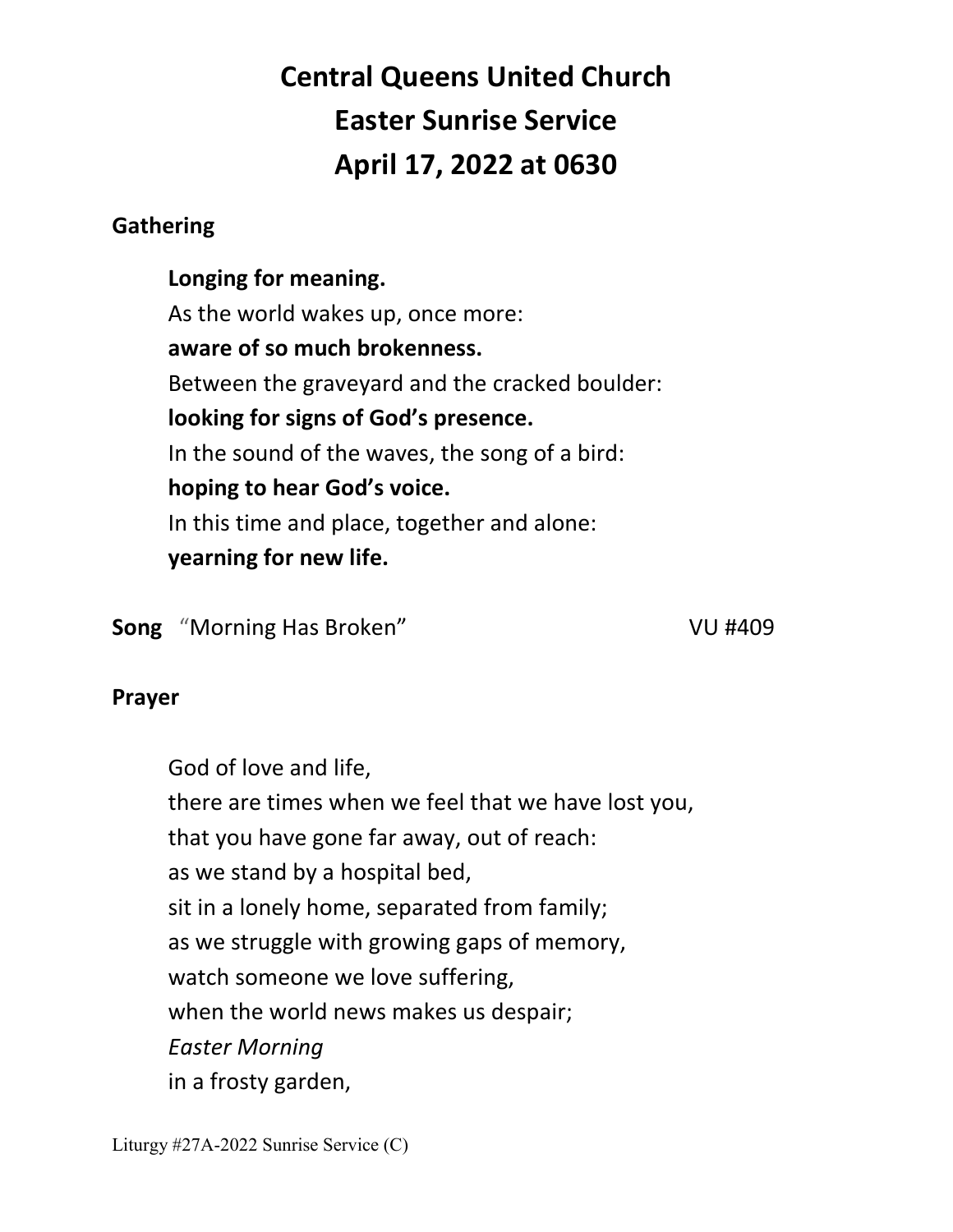# Central Queens United Church
# Easter Sunrise Service
# April 17, 2022 at 0630

## Gathering

**Longing for meaning.**
As the world wakes up, once more:
**aware of so much brokenness.**
Between the graveyard and the cracked boulder:
**looking for signs of God's presence.**
In the sound of the waves, the song of a bird:
**hoping to hear God's voice.**
In this time and place, together and alone:
**yearning for new life.**

**Song** "Morning Has Broken" VU #409

## Prayer

God of love and life,
there are times when we feel that we have lost you,
that you have gone far away, out of reach:
as we stand by a hospital bed,
sit in a lonely home, separated from family;
as we struggle with growing gaps of memory,
watch someone we love suffering,
when the world news makes us despair;
*Easter Morning*
in a frosty garden,

Liturgy #27A-2022 Sunrise Service (C)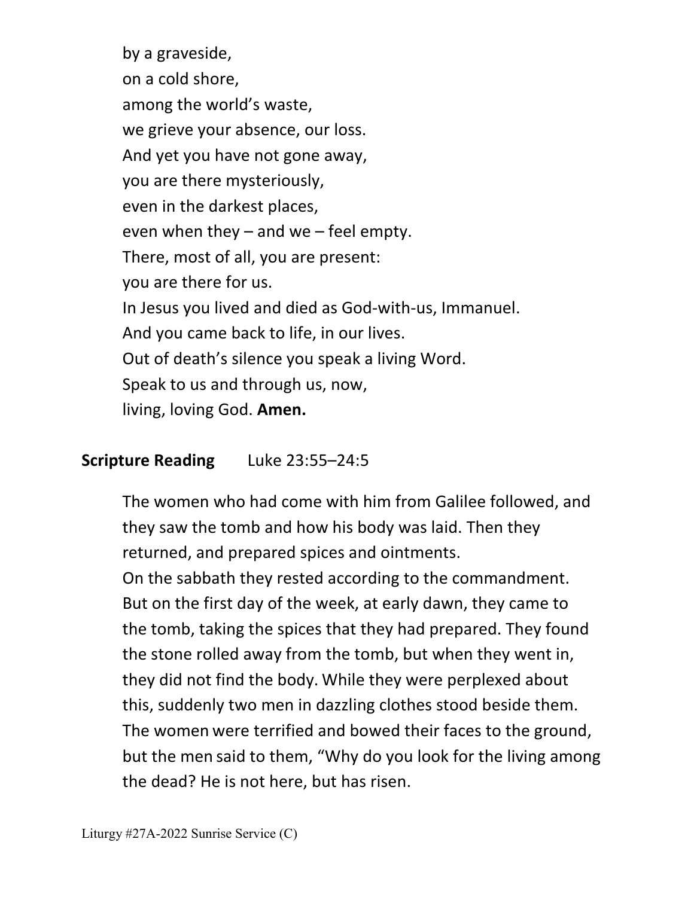by a graveside,  
on a cold shore,  
among the world's waste,  
we grieve your absence, our loss.  
And yet you have not gone away,  
you are there mysteriously,  
even in the darkest places,  
even when they – and we – feel empty.  
There, most of all, you are present:  
you are there for us.  
In Jesus you lived and died as God-with-us, Immanuel.  
And you came back to life, in our lives.  
Out of death's silence you speak a living Word.  
Speak to us and through us, now,  
living, loving God. **Amen.**

**Scripture Reading** Luke 23:55–24:5

The women who had come with him from Galilee followed, and they saw the tomb and how his body was laid. Then they returned, and prepared spices and ointments.  
On the sabbath they rested according to the commandment. But on the first day of the week, at early dawn, they came to the tomb, taking the spices that they had prepared. They found the stone rolled away from the tomb, but when they went in, they did not find the body. While they were perplexed about this, suddenly two men in dazzling clothes stood beside them. The women were terrified and bowed their faces to the ground, but the men said to them, "Why do you look for the living among the dead? He is not here, but has risen.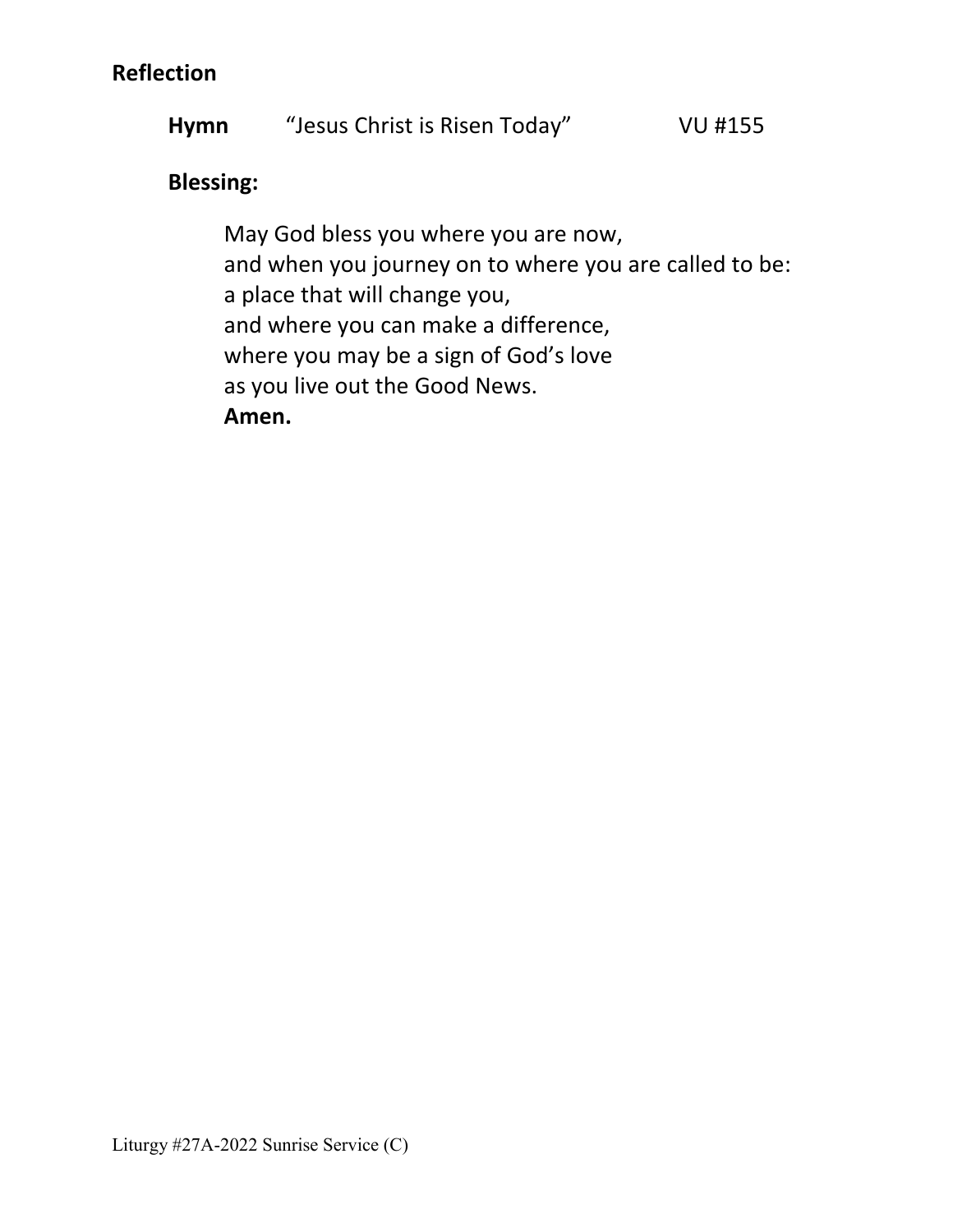**Reflection**

**Hymn** "Jesus Christ is Risen Today" VU #155

**Blessing:**

May God bless you where you are now,
and when you journey on to where you are called to be:
a place that will change you,
and where you can make a difference,
where you may be a sign of God's love
as you live out the Good News.
**Amen.**